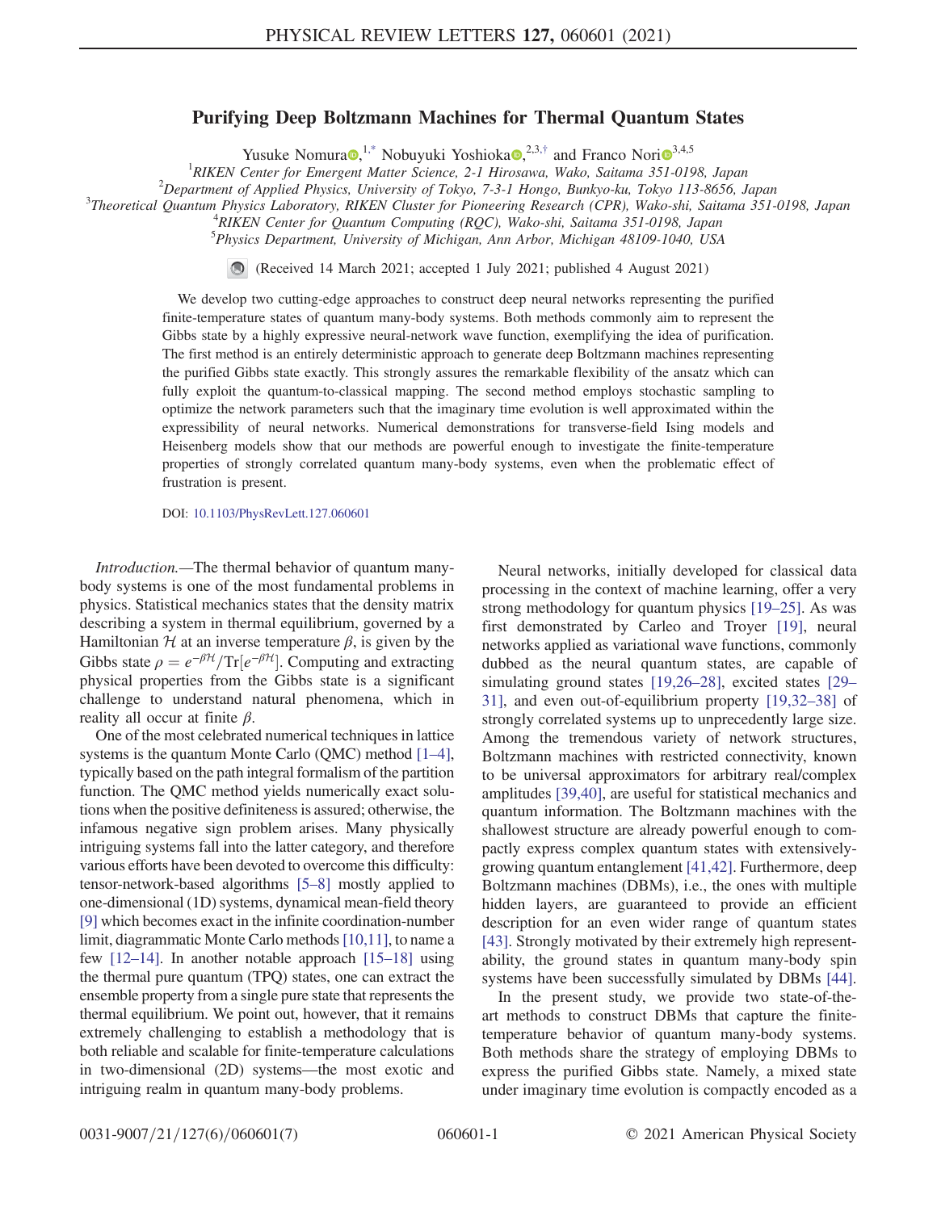# Purifying Deep Boltzmann Machines for Thermal Quantum States

Yusuke Nomura,[1,*] Nobuyuki Yoshioka,[2,3,†] and Franco Nori[3,4,5]

[1]RIKEN Center for Emergent Matter Science, 2-1 Hirosawa, Wako, Saitama 351-0198, Japan
[2]Department of Applied Physics, University of Tokyo, 7-3-1 Hongo, Bunkyo-ku, Tokyo 113-8656, Japan
[3]Theoretical Quantum Physics Laboratory, RIKEN Cluster for Pioneering Research (CPR), Wako-shi, Saitama 351-0198, Japan
[4]RIKEN Center for Quantum Computing (RQC), Wako-shi, Saitama 351-0198, Japan
[5]Physics Department, University of Michigan, Ann Arbor, Michigan 48109-1040, USA

(Received 14 March 2021; accepted 1 July 2021; published 4 August 2021)

We develop two cutting-edge approaches to construct deep neural networks representing the purified finite-temperature states of quantum many-body systems. Both methods commonly aim to represent the Gibbs state by a highly expressive neural-network wave function, exemplifying the idea of purification. The first method is an entirely deterministic approach to generate deep Boltzmann machines representing the purified Gibbs state exactly. This strongly assures the remarkable flexibility of the ansatz which can fully exploit the quantum-to-classical mapping. The second method employs stochastic sampling to optimize the network parameters such that the imaginary time evolution is well approximated within the expressibility of neural networks. Numerical demonstrations for transverse-field Ising models and Heisenberg models show that our methods are powerful enough to investigate the finite-temperature properties of strongly correlated quantum many-body systems, even when the problematic effect of frustration is present.

DOI: 10.1103/PhysRevLett.127.060601

*Introduction.*—The thermal behavior of quantum many-body systems is one of the most fundamental problems in physics. Statistical mechanics states that the density matrix describing a system in thermal equilibrium, governed by a Hamiltonian $\mathcal{H}$ at an inverse temperature $\beta$, is given by the Gibbs state $\rho = e^{-\beta\mathcal{H}}/\mathrm{Tr}[e^{-\beta\mathcal{H}}]$. Computing and extracting physical properties from the Gibbs state is a significant challenge to understand natural phenomena, which in reality all occur at finite $\beta$.

One of the most celebrated numerical techniques in lattice systems is the quantum Monte Carlo (QMC) method [1–4], typically based on the path integral formalism of the partition function. The QMC method yields numerically exact solutions when the positive definiteness is assured; otherwise, the infamous negative sign problem arises. Many physically intriguing systems fall into the latter category, and therefore various efforts have been devoted to overcome this difficulty: tensor-network-based algorithms [5–8] mostly applied to one-dimensional (1D) systems, dynamical mean-field theory [9] which becomes exact in the infinite coordination-number limit, diagrammatic Monte Carlo methods [10,11], to name a few [12–14]. In another notable approach [15–18] using the thermal pure quantum (TPQ) states, one can extract the ensemble property from a single pure state that represents the thermal equilibrium. We point out, however, that it remains extremely challenging to establish a methodology that is both reliable and scalable for finite-temperature calculations in two-dimensional (2D) systems—the most exotic and intriguing realm in quantum many-body problems.

Neural networks, initially developed for classical data processing in the context of machine learning, offer a very strong methodology for quantum physics [19–25]. As was first demonstrated by Carleo and Troyer [19], neural networks applied as variational wave functions, commonly dubbed as the neural quantum states, are capable of simulating ground states [19,26–28], excited states [29–31], and even out-of-equilibrium property [19,32–38] of strongly correlated systems up to unprecedentedly large size. Among the tremendous variety of network structures, Boltzmann machines with restricted connectivity, known to be universal approximators for arbitrary real/complex amplitudes [39,40], are useful for statistical mechanics and quantum information. The Boltzmann machines with the shallowest structure are already powerful enough to compactly express complex quantum states with extensively-growing quantum entanglement [41,42]. Furthermore, deep Boltzmann machines (DBMs), i.e., the ones with multiple hidden layers, are guaranteed to provide an efficient description for an even wider range of quantum states [43]. Strongly motivated by their extremely high representability, the ground states in quantum many-body spin systems have been successfully simulated by DBMs [44].

In the present study, we provide two state-of-the-art methods to construct DBMs that capture the finite-temperature behavior of quantum many-body systems. Both methods share the strategy of employing DBMs to express the purified Gibbs state. Namely, a mixed state under imaginary time evolution is compactly encoded as a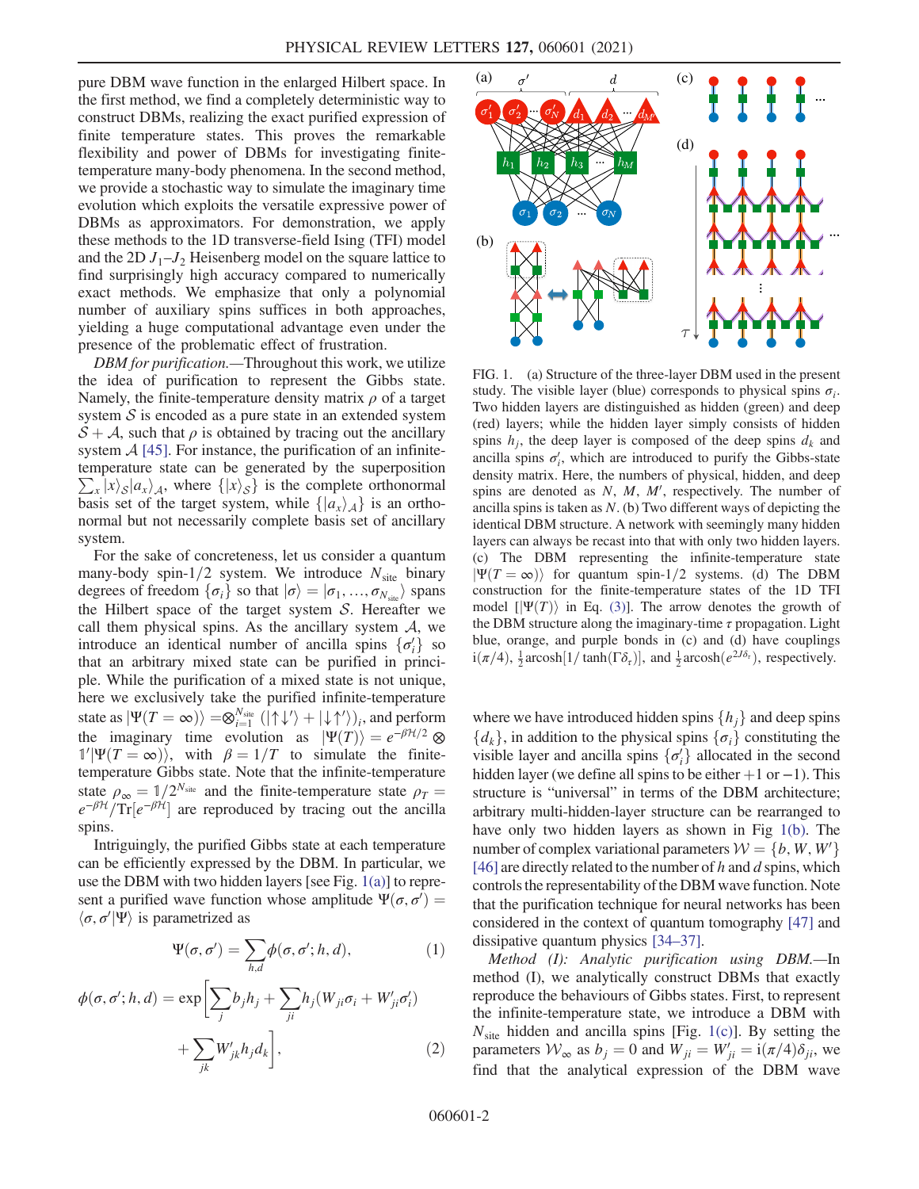pure DBM wave function in the enlarged Hilbert space. In the first method, we find a completely deterministic way to construct DBMs, realizing the exact purified expression of finite temperature states. This proves the remarkable flexibility and power of DBMs for investigating finite-temperature many-body phenomena. In the second method, we provide a stochastic way to simulate the imaginary time evolution which exploits the versatile expressive power of DBMs as approximators. For demonstration, we apply these methods to the 1D transverse-field Ising (TFI) model and the 2D $J_1$–$J_2$ Heisenberg model on the square lattice to find surprisingly high accuracy compared to numerically exact methods. We emphasize that only a polynomial number of auxiliary spins suffices in both approaches, yielding a huge computational advantage even under the presence of the problematic effect of frustration.

*DBM for purification.*—Throughout this work, we utilize the idea of purification to represent the Gibbs state. Namely, the finite-temperature density matrix $\rho$ of a target system $\mathcal{S}$ is encoded as a pure state in an extended system $\mathcal{S}+\mathcal{A}$, such that $\rho$ is obtained by tracing out the ancillary system $\mathcal{A}$ [45]. For instance, the purification of an infinite-temperature state can be generated by the superposition $\sum_x |x\rangle_{\mathcal{S}}|a_x\rangle_{\mathcal{A}}$, where $\{|x\rangle_{\mathcal{S}}\}$ is the complete orthonormal basis set of the target system, while $\{|a_x\rangle_{\mathcal{A}}\}$ is an orthonormal but not necessarily complete basis set of ancillary system.

For the sake of concreteness, let us consider a quantum many-body spin-1/2 system. We introduce $N_{\mathrm{site}}$ binary degrees of freedom $\{\sigma_i\}$ so that $|\sigma\rangle = |\sigma_1, \ldots, \sigma_{N_{\mathrm{site}}}\rangle$ spans the Hilbert space of the target system $\mathcal{S}$. Hereafter we call them physical spins. As the ancillary system $\mathcal{A}$, we introduce an identical number of ancilla spins $\{\sigma'_i\}$ so that an arbitrary mixed state can be purified in principle. While the purification of a mixed state is not unique, here we exclusively take the purified infinite-temperature state as $|\Psi(T=\infty)\rangle = \otimes_{i=1}^{N_{\mathrm{site}}}(|\uparrow\downarrow'\rangle + |\downarrow\uparrow'\rangle)_i$, and perform the imaginary time evolution as $|\Psi(T)\rangle = e^{-\beta\mathcal{H}/2} \otimes \mathbb{1}'|\Psi(T=\infty)\rangle$, with $\beta = 1/T$ to simulate the finite-temperature Gibbs state. Note that the infinite-temperature state $\rho_\infty = \mathbb{1}/2^{N_{\mathrm{site}}}$ and the finite-temperature state $\rho_T = e^{-\beta\mathcal{H}}/\mathrm{Tr}[e^{-\beta\mathcal{H}}]$ are reproduced by tracing out the ancilla spins.

Intriguingly, the purified Gibbs state at each temperature can be efficiently expressed by the DBM. In particular, we use the DBM with two hidden layers [see Fig. 1(a)] to represent a purified wave function whose amplitude $\Psi(\sigma, \sigma') = \langle \sigma, \sigma' | \Psi \rangle$ is parametrized as

$$\Psi(\sigma, \sigma') = \sum_{h,d} \phi(\sigma, \sigma'; h, d), \tag{1}$$

$$\phi(\sigma, \sigma'; h, d) = \exp\left[\sum_j b_j h_j + \sum_{ji} h_j (W_{ji}\sigma_i + W'_{ji}\sigma'_i) + \sum_{jk} W'_{jk} h_j d_k\right], \tag{2}$$

FIG. 1. (a) Structure of the three-layer DBM used in the present study. The visible layer (blue) corresponds to physical spins $\sigma_i$. Two hidden layers are distinguished as hidden (green) and deep (red) layers; while the hidden layer simply consists of hidden spins $h_j$, the deep layer is composed of the deep spins $d_k$ and ancilla spins $\sigma'_i$, which are introduced to purify the Gibbs-state density matrix. Here, the numbers of physical, hidden, and deep spins are denoted as $N$, $M$, $M'$, respectively. The number of ancilla spins is taken as $N$. (b) Two different ways of depicting the identical DBM structure. A network with seemingly many hidden layers can always be recast into that with only two hidden layers. (c) The DBM representing the infinite-temperature state $|\Psi(T=\infty)\rangle$ for quantum spin-1/2 systems. (d) The DBM construction for the finite-temperature states of the 1D TFI model [$|\Psi(T)\rangle$ in Eq. (3)]. The arrow denotes the growth of the DBM structure along the imaginary-time $\tau$ propagation. Light blue, orange, and purple bonds in (c) and (d) have couplings $\mathrm{i}(\pi/4)$, $\frac{1}{2}\mathrm{arcosh}[1/\tanh(\Gamma\delta_\tau)]$, and $\frac{1}{2}\mathrm{arcosh}(e^{2J\delta_\tau})$, respectively.

where we have introduced hidden spins $\{h_j\}$ and deep spins $\{d_k\}$, in addition to the physical spins $\{\sigma_i\}$ constituting the visible layer and ancilla spins $\{\sigma'_i\}$ allocated in the second hidden layer (we define all spins to be either $+1$ or $-1$). This structure is "universal" in terms of the DBM architecture; arbitrary multi-hidden-layer structure can be rearranged to have only two hidden layers as shown in Fig 1(b). The number of complex variational parameters $\mathcal{W} = \{b, W, W'\}$ [46] are directly related to the number of $h$ and $d$ spins, which controls the representability of the DBM wave function. Note that the purification technique for neural networks has been considered in the context of quantum tomography [47] and dissipative quantum physics [34–37].

*Method (I): Analytic purification using DBM.*—In method (I), we analytically construct DBMs that exactly reproduce the behaviours of Gibbs states. First, to represent the infinite-temperature state, we introduce a DBM with $N_{\mathrm{site}}$ hidden and ancilla spins [Fig. 1(c)]. By setting the parameters $\mathcal{W}_\infty$ as $b_j = 0$ and $W_{ji} = W'_{ji} = \mathrm{i}(\pi/4)\delta_{ji}$, we find that the analytical expression of the DBM wave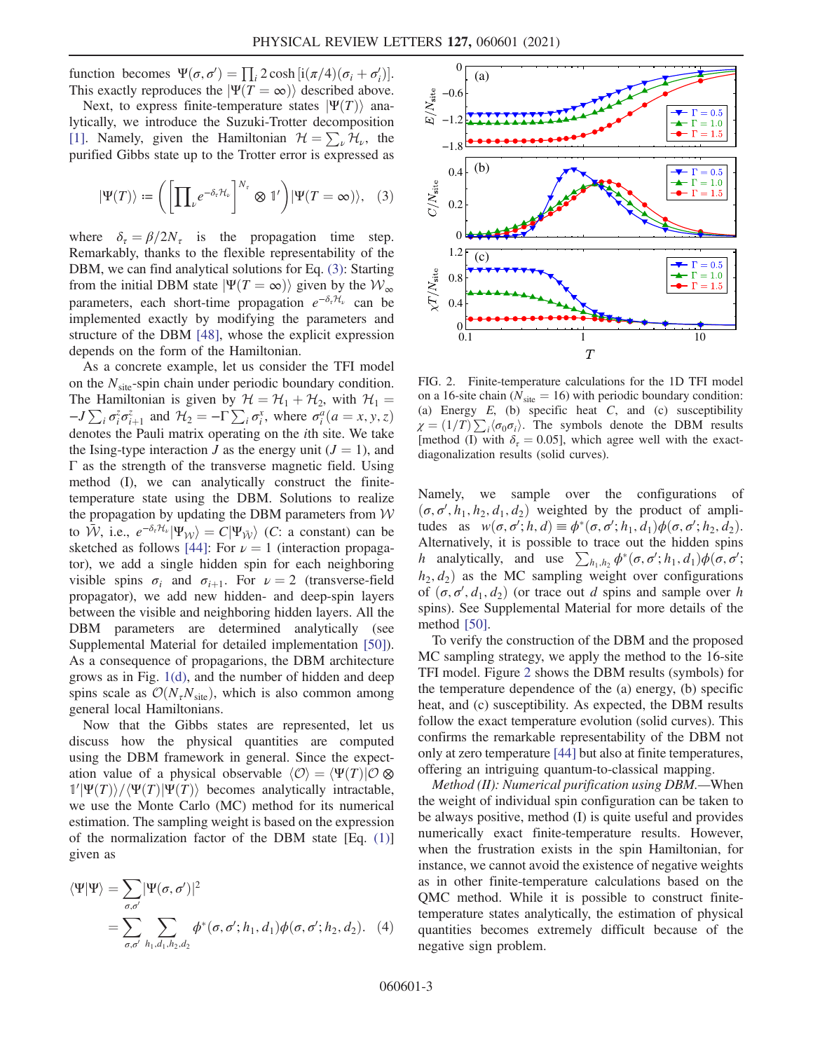function becomes $\Psi(\sigma, \sigma') = \prod_i 2\cosh[\mathrm{i}(\pi/4)(\sigma_i + \sigma_i')]$. This exactly reproduces the $|\Psi(T=\infty)\rangle\rangle$ described above.

Next, to express finite-temperature states $|\Psi(T)\rangle\rangle$ analytically, we introduce the Suzuki-Trotter decomposition [1]. Namely, given the Hamiltonian $\mathcal{H} = \sum_\nu \mathcal{H}_\nu$, the purified Gibbs state up to the Trotter error is expressed as

$$|\Psi(T)\rangle\rangle \coloneqq \left(\left[\prod_\nu e^{-\delta_\tau \mathcal{H}_\nu}\right]^{N_\tau} \otimes \mathbb{1}'\right)|\Psi(T=\infty)\rangle\rangle, \quad (3)$$

where $\delta_\tau = \beta/2N_\tau$ is the propagation time step. Remarkably, thanks to the flexible representability of the DBM, we can find analytical solutions for Eq. (3): Starting from the initial DBM state $|\Psi(T=\infty)\rangle\rangle$ given by the $\mathcal{W}_\infty$ parameters, each short-time propagation $e^{-\delta_\tau \mathcal{H}_\nu}$ can be implemented exactly by modifying the parameters and structure of the DBM [48], whose the explicit expression depends on the form of the Hamiltonian.

As a concrete example, let us consider the TFI model on the $N_{\text{site}}$-spin chain under periodic boundary condition. The Hamiltonian is given by $\mathcal{H} = \mathcal{H}_1 + \mathcal{H}_2$, with $\mathcal{H}_1 = -J\sum_i \sigma_i^z \sigma_{i+1}^z$ and $\mathcal{H}_2 = -\Gamma \sum_i \sigma_i^x$, where $\sigma_i^a (a = x, y, z)$ denotes the Pauli matrix operating on the $i$th site. We take the Ising-type interaction $J$ as the energy unit ($J = 1$), and $\Gamma$ as the strength of the transverse magnetic field. Using method (I), we can analytically construct the finite-temperature state using the DBM. Solutions to realize the propagation by updating the DBM parameters from $\mathcal{W}$ to $\bar{\mathcal{W}}$, i.e., $e^{-\delta_\tau \mathcal{H}_\nu}|\Psi_{\mathcal{W}}\rangle = C|\Psi_{\bar{\mathcal{W}}}\rangle$ ($C$: a constant) can be sketched as follows [44]: For $\nu = 1$ (interaction propagator), we add a single hidden spin for each neighboring visible spins $\sigma_i$ and $\sigma_{i+1}$. For $\nu = 2$ (transverse-field propagator), we add new hidden- and deep-spin layers between the visible and neighboring hidden layers. All the DBM parameters are determined analytically (see Supplemental Material for detailed implementation [50]). As a consequence of propagarions, the DBM architecture grows as in Fig. 1(d), and the number of hidden and deep spins scale as $\mathcal{O}(N_\tau N_{\text{site}})$, which is also common among general local Hamiltonians.

Now that the Gibbs states are represented, let us discuss how the physical quantities are computed using the DBM framework in general. Since the expectation value of a physical observable $\langle \mathcal{O} \rangle = \langle\langle \Psi(T)|\mathcal{O} \otimes \mathbb{1}'|\Psi(T)\rangle\rangle/\langle\langle \Psi(T)|\Psi(T)\rangle\rangle$ becomes analytically intractable, we use the Monte Carlo (MC) method for its numerical estimation. The sampling weight is based on the expression of the normalization factor of the DBM state [Eq. (1)] given as

$$\begin{aligned}\langle\langle \Psi|\Psi\rangle\rangle &= \sum_{\sigma,\sigma'} |\Psi(\sigma,\sigma')|^2 \\ &= \sum_{\sigma,\sigma'} \sum_{h_1,d_1,h_2,d_2} \phi^*(\sigma,\sigma';h_1,d_1)\phi(\sigma,\sigma';h_2,d_2). \quad (4)\end{aligned}$$

FIG. 2. Finite-temperature calculations for the 1D TFI model on a 16-site chain ($N_{\text{site}} = 16$) with periodic boundary condition: (a) Energy $E$, (b) specific heat $C$, and (c) susceptibility $\chi = (1/T)\sum_i \langle \sigma_0 \sigma_i \rangle$. The symbols denote the DBM results [method (I) with $\delta_\tau = 0.05$], which agree well with the exact-diagonalization results (solid curves).

Namely, we sample over the configurations of $(\sigma, \sigma', h_1, h_2, d_1, d_2)$ weighted by the product of amplitudes as $w(\sigma, \sigma'; h, d) \equiv \phi^*(\sigma, \sigma'; h_1, d_1)\phi(\sigma, \sigma'; h_2, d_2)$. Alternatively, it is possible to trace out the hidden spins $h$ analytically, and use $\sum_{h_1,h_2} \phi^*(\sigma, \sigma'; h_1, d_1)\phi(\sigma, \sigma'; h_2, d_2)$ as the MC sampling weight over configurations of $(\sigma, \sigma', d_1, d_2)$ (or trace out $d$ spins and sample over $h$ spins). See Supplemental Material for more details of the method [50].

To verify the construction of the DBM and the proposed MC sampling strategy, we apply the method to the 16-site TFI model. Figure 2 shows the DBM results (symbols) for the temperature dependence of the (a) energy, (b) specific heat, and (c) susceptibility. As expected, the DBM results follow the exact temperature evolution (solid curves). This confirms the remarkable representability of the DBM not only at zero temperature [44] but also at finite temperatures, offering an intriguing quantum-to-classical mapping.

*Method (II): Numerical purification using DBM.*—When the weight of individual spin configuration can be taken to be always positive, method (I) is quite useful and provides numerically exact finite-temperature results. However, when the frustration exists in the spin Hamiltonian, for instance, we cannot avoid the existence of negative weights as in other finite-temperature calculations based on the QMC method. While it is possible to construct finite-temperature states analytically, the estimation of physical quantities becomes extremely difficult because of the negative sign problem.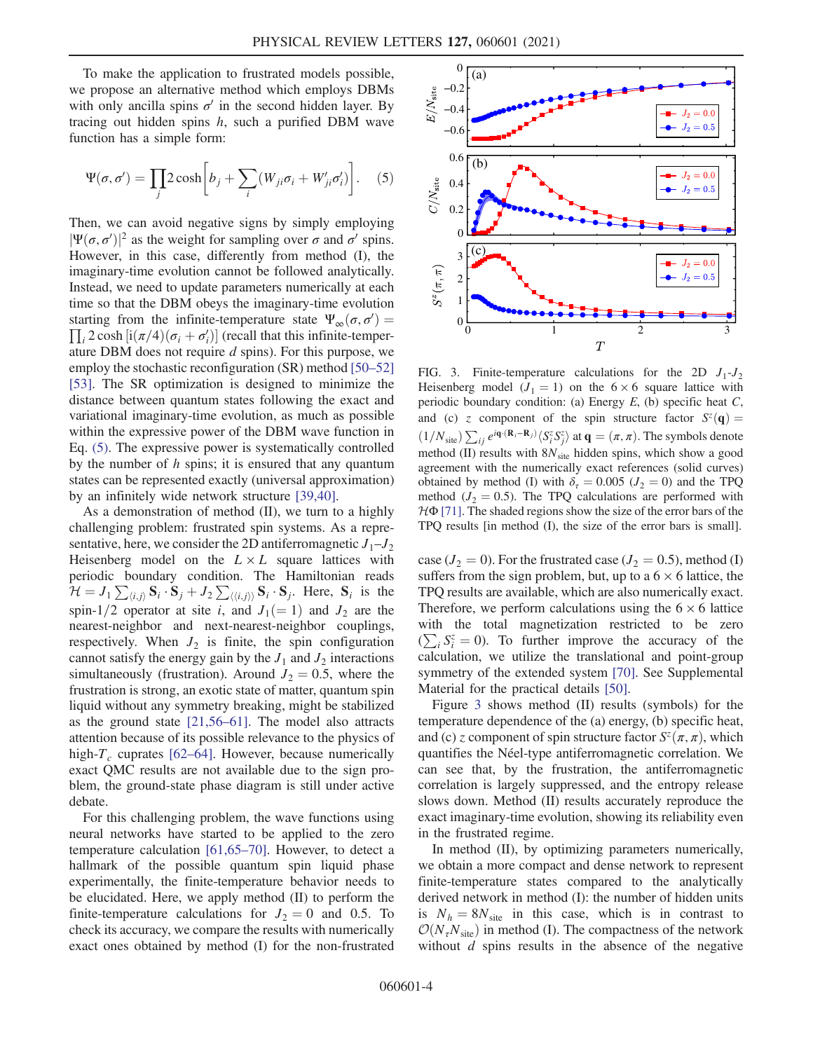To make the application to frustrated models possible, we propose an alternative method which employs DBMs with only ancilla spins $\sigma'$ in the second hidden layer. By tracing out hidden spins $h$, such a purified DBM wave function has a simple form:

$$\Psi(\sigma, \sigma') = \prod_j 2\cosh\left[b_j + \sum_i (W_{ji}\sigma_i + W'_{ji}\sigma'_i)\right]. \quad (5)$$

Then, we can avoid negative signs by simply employing $|\Psi(\sigma, \sigma')|^2$ as the weight for sampling over $\sigma$ and $\sigma'$ spins. However, in this case, differently from method (I), the imaginary-time evolution cannot be followed analytically. Instead, we need to update parameters numerically at each time so that the DBM obeys the imaginary-time evolution starting from the infinite-temperature state $\Psi_\infty(\sigma, \sigma') = \prod_i 2\cosh[i(\pi/4)(\sigma_i + \sigma'_i)]$ (recall that this infinite-temperature DBM does not require $d$ spins). For this purpose, we employ the stochastic reconfiguration (SR) method [50–52] [53]. The SR optimization is designed to minimize the distance between quantum states following the exact and variational imaginary-time evolution, as much as possible within the expressive power of the DBM wave function in Eq. (5). The expressive power is systematically controlled by the number of $h$ spins; it is ensured that any quantum states can be represented exactly (universal approximation) by an infinitely wide network structure [39,40].

As a demonstration of method (II), we turn to a highly challenging problem: frustrated spin systems. As a representative, here, we consider the 2D antiferromagnetic $J_1$–$J_2$ Heisenberg model on the $L \times L$ square lattices with periodic boundary condition. The Hamiltonian reads $\mathcal{H} = J_1 \sum_{\langle i,j \rangle} \mathbf{S}_i \cdot \mathbf{S}_j + J_2 \sum_{\langle\langle i,j \rangle\rangle} \mathbf{S}_i \cdot \mathbf{S}_j$. Here, $\mathbf{S}_i$ is the spin-1/2 operator at site $i$, and $J_1 (=1)$ and $J_2$ are the nearest-neighbor and next-nearest-neighbor couplings, respectively. When $J_2$ is finite, the spin configuration cannot satisfy the energy gain by the $J_1$ and $J_2$ interactions simultaneously (frustration). Around $J_2 = 0.5$, where the frustration is strong, an exotic state of matter, quantum spin liquid without any symmetry breaking, might be stabilized as the ground state [21,56–61]. The model also attracts attention because of its possible relevance to the physics of high-$T_c$ cuprates [62–64]. However, because numerically exact QMC results are not available due to the sign problem, the ground-state phase diagram is still under active debate.

For this challenging problem, the wave functions using neural networks have started to be applied to the zero temperature calculation [61,65–70]. However, to detect a hallmark of the possible quantum spin liquid phase experimentally, the finite-temperature behavior needs to be elucidated. Here, we apply method (II) to perform the finite-temperature calculations for $J_2 = 0$ and 0.5. To check its accuracy, we compare the results with numerically exact ones obtained by method (I) for the non-frustrated case ($J_2 = 0$). For the frustrated case ($J_2 = 0.5$), method (I) suffers from the sign problem, but, up to a $6 \times 6$ lattice, the TPQ results are available, which are also numerically exact. Therefore, we perform calculations using the $6 \times 6$ lattice with the total magnetization restricted to be zero ($\sum_i S_i^z = 0$). To further improve the accuracy of the calculation, we utilize the translational and point-group symmetry of the extended system [70]. See Supplemental Material for the practical details [50].

FIG. 3. Finite-temperature calculations for the 2D $J_1$-$J_2$ Heisenberg model ($J_1 = 1$) on the $6 \times 6$ square lattice with periodic boundary condition: (a) Energy $E$, (b) specific heat $C$, and (c) $z$ component of the spin structure factor $S^z(\mathbf{q}) = (1/N_{\rm site}) \sum_{ij} e^{i\mathbf{q}\cdot(\mathbf{R}_i - \mathbf{R}_j)} \langle S_i^z S_j^z \rangle$ at $\mathbf{q} = (\pi, \pi)$. The symbols denote method (II) results with $8N_{\rm site}$ hidden spins, which show a good agreement with the numerically exact references (solid curves) obtained by method (I) with $\delta_\tau = 0.005$ ($J_2 = 0$) and the TPQ method ($J_2 = 0.5$). The TPQ calculations are performed with $\mathcal{H}\Phi$ [71]. The shaded regions show the size of the error bars of the TPQ results [in method (I), the size of the error bars is small].

Figure 3 shows method (II) results (symbols) for the temperature dependence of the (a) energy, (b) specific heat, and (c) $z$ component of spin structure factor $S^z(\pi, \pi)$, which quantifies the Néel-type antiferromagnetic correlation. We can see that, by the frustration, the antiferromagnetic correlation is largely suppressed, and the entropy release slows down. Method (II) results accurately reproduce the exact imaginary-time evolution, showing its reliability even in the frustrated regime.

In method (II), by optimizing parameters numerically, we obtain a more compact and dense network to represent finite-temperature states compared to the analytically derived network in method (I): the number of hidden units is $N_h = 8N_{\rm site}$ in this case, which is in contrast to $\mathcal{O}(N_\tau N_{\rm site})$ in method (I). The compactness of the network without $d$ spins results in the absence of the negative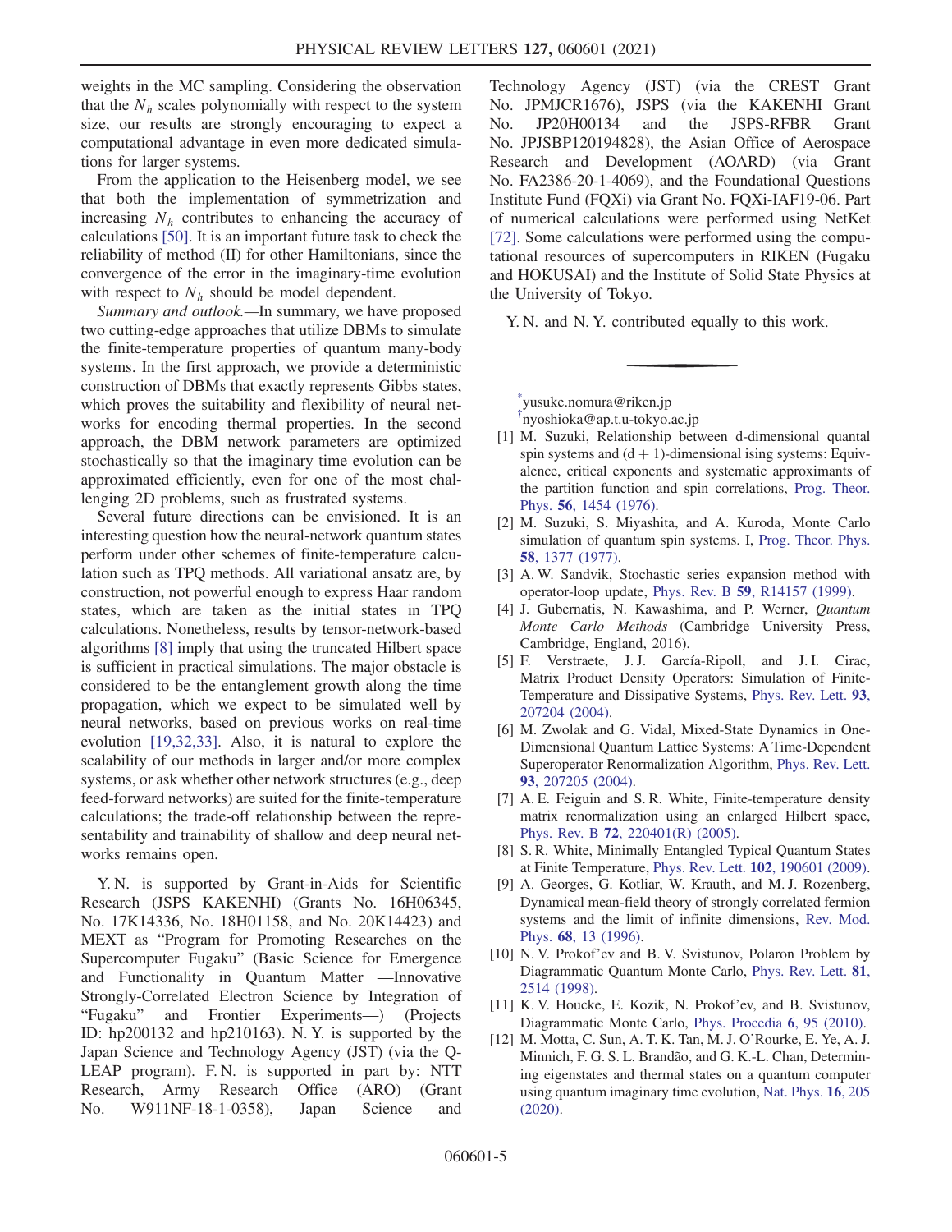weights in the MC sampling. Considering the observation that the $N_h$ scales polynomially with respect to the system size, our results are strongly encouraging to expect a computational advantage in even more dedicated simulations for larger systems.

From the application to the Heisenberg model, we see that both the implementation of symmetrization and increasing $N_h$ contributes to enhancing the accuracy of calculations [50]. It is an important future task to check the reliability of method (II) for other Hamiltonians, since the convergence of the error in the imaginary-time evolution with respect to $N_h$ should be model dependent.

*Summary and outlook.*—In summary, we have proposed two cutting-edge approaches that utilize DBMs to simulate the finite-temperature properties of quantum many-body systems. In the first approach, we provide a deterministic construction of DBMs that exactly represents Gibbs states, which proves the suitability and flexibility of neural networks for encoding thermal properties. In the second approach, the DBM network parameters are optimized stochastically so that the imaginary time evolution can be approximated efficiently, even for one of the most challenging 2D problems, such as frustrated systems.

Several future directions can be envisioned. It is an interesting question how the neural-network quantum states perform under other schemes of finite-temperature calculation such as TPQ methods. All variational ansatz are, by construction, not powerful enough to express Haar random states, which are taken as the initial states in TPQ calculations. Nonetheless, results by tensor-network-based algorithms [8] imply that using the truncated Hilbert space is sufficient in practical simulations. The major obstacle is considered to be the entanglement growth along the time propagation, which we expect to be simulated well by neural networks, based on previous works on real-time evolution [19,32,33]. Also, it is natural to explore the scalability of our methods in larger and/or more complex systems, or ask whether other network structures (e.g., deep feed-forward networks) are suited for the finite-temperature calculations; the trade-off relationship between the representability and trainability of shallow and deep neural networks remains open.

Y. N. is supported by Grant-in-Aids for Scientific Research (JSPS KAKENHI) (Grants No. 16H06345, No. 17K14336, No. 18H01158, and No. 20K14423) and MEXT as "Program for Promoting Researches on the Supercomputer Fugaku" (Basic Science for Emergence and Functionality in Quantum Matter —Innovative Strongly-Correlated Electron Science by Integration of "Fugaku" and Frontier Experiments—) (Projects ID: hp200132 and hp210163). N. Y. is supported by the Japan Science and Technology Agency (JST) (via the Q-LEAP program). F. N. is supported in part by: NTT Research, Army Research Office (ARO) (Grant No. W911NF-18-1-0358), Japan Science and Technology Agency (JST) (via the CREST Grant No. JPMJCR1676), JSPS (via the KAKENHI Grant No. JP20H00134 and the JSPS-RFBR Grant No. JPJSBP120194828), the Asian Office of Aerospace Research and Development (AOARD) (via Grant No. FA2386-20-1-4069), and the Foundational Questions Institute Fund (FQXi) via Grant No. FQXi-IAF19-06. Part of numerical calculations were performed using NetKet [72]. Some calculations were performed using the computational resources of supercomputers in RIKEN (Fugaku and HOKUSAI) and the Institute of Solid State Physics at the University of Tokyo.

Y. N. and N. Y. contributed equally to this work.

---

[*] yusuke.nomura@riken.jp

[†] nyoshioka@ap.t.u-tokyo.ac.jp

[1] M. Suzuki, Relationship between d-dimensional quantal spin systems and (d + 1)-dimensional Ising systems: Equivalence, critical exponents and systematic approximants of the partition function and spin correlations, Prog. Theor. Phys. **56**, 1454 (1976).

[2] M. Suzuki, S. Miyashita, and A. Kuroda, Monte Carlo simulation of quantum spin systems. I, Prog. Theor. Phys. **58**, 1377 (1977).

[3] A. W. Sandvik, Stochastic series expansion method with operator-loop update, Phys. Rev. B **59**, R14157 (1999).

[4] J. Gubernatis, N. Kawashima, and P. Werner, *Quantum Monte Carlo Methods* (Cambridge University Press, Cambridge, England, 2016).

[5] F. Verstraete, J. J. García-Ripoll, and J. I. Cirac, Matrix Product Density Operators: Simulation of Finite-Temperature and Dissipative Systems, Phys. Rev. Lett. **93**, 207204 (2004).

[6] M. Zwolak and G. Vidal, Mixed-State Dynamics in One-Dimensional Quantum Lattice Systems: A Time-Dependent Superoperator Renormalization Algorithm, Phys. Rev. Lett. **93**, 207205 (2004).

[7] A. E. Feiguin and S. R. White, Finite-temperature density matrix renormalization using an enlarged Hilbert space, Phys. Rev. B **72**, 220401(R) (2005).

[8] S. R. White, Minimally Entangled Typical Quantum States at Finite Temperature, Phys. Rev. Lett. **102**, 190601 (2009).

[9] A. Georges, G. Kotliar, W. Krauth, and M. J. Rozenberg, Dynamical mean-field theory of strongly correlated fermion systems and the limit of infinite dimensions, Rev. Mod. Phys. **68**, 13 (1996).

[10] N. V. Prokof'ev and B. V. Svistunov, Polaron Problem by Diagrammatic Quantum Monte Carlo, Phys. Rev. Lett. **81**, 2514 (1998).

[11] K. V. Houcke, E. Kozik, N. Prokof'ev, and B. Svistunov, Diagrammatic Monte Carlo, Phys. Procedia **6**, 95 (2010).

[12] M. Motta, C. Sun, A. T. K. Tan, M. J. O'Rourke, E. Ye, A. J. Minnich, F. G. S. L. Brandão, and G. K.-L. Chan, Determining eigenstates and thermal states on a quantum computer using quantum imaginary time evolution, Nat. Phys. **16**, 205 (2020).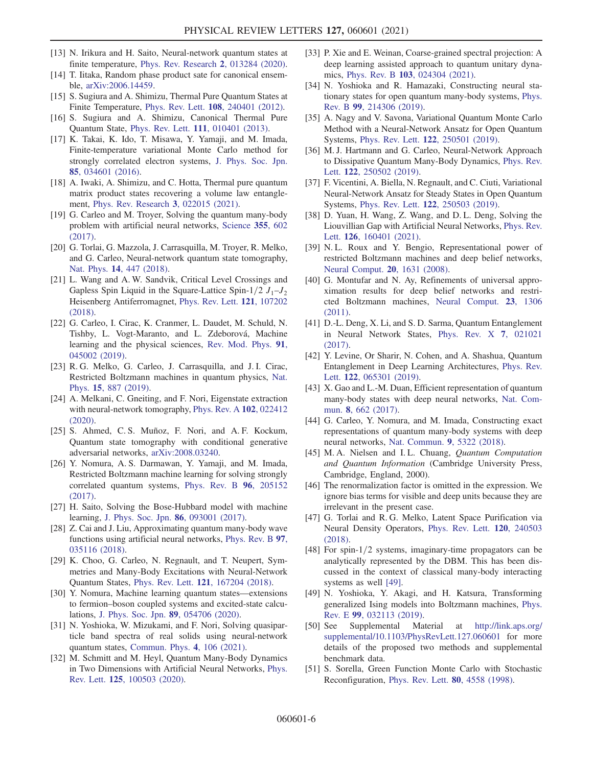[13] N. Irikura and H. Saito, Neural-network quantum states at finite temperature, Phys. Rev. Research **2**, 013284 (2020).

[14] T. Iitaka, Random phase product sate for canonical ensemble, arXiv:2006.14459.

[15] S. Sugiura and A. Shimizu, Thermal Pure Quantum States at Finite Temperature, Phys. Rev. Lett. **108**, 240401 (2012).

[16] S. Sugiura and A. Shimizu, Canonical Thermal Pure Quantum State, Phys. Rev. Lett. **111**, 010401 (2013).

[17] K. Takai, K. Ido, T. Misawa, Y. Yamaji, and M. Imada, Finite-temperature variational Monte Carlo method for strongly correlated electron systems, J. Phys. Soc. Jpn. **85**, 034601 (2016).

[18] A. Iwaki, A. Shimizu, and C. Hotta, Thermal pure quantum matrix product states recovering a volume law entanglement, Phys. Rev. Research **3**, 022015 (2021).

[19] G. Carleo and M. Troyer, Solving the quantum many-body problem with artificial neural networks, Science **355**, 602 (2017).

[20] G. Torlai, G. Mazzola, J. Carrasquilla, M. Troyer, R. Melko, and G. Carleo, Neural-network quantum state tomography, Nat. Phys. **14**, 447 (2018).

[21] L. Wang and A. W. Sandvik, Critical Level Crossings and Gapless Spin Liquid in the Square-Lattice Spin-$1/2$ $J_1$–$J_2$ Heisenberg Antiferromagnet, Phys. Rev. Lett. **121**, 107202 (2018).

[22] G. Carleo, I. Cirac, K. Cranmer, L. Daudet, M. Schuld, N. Tishby, L. Vogt-Maranto, and L. Zdeborová, Machine learning and the physical sciences, Rev. Mod. Phys. **91**, 045002 (2019).

[23] R. G. Melko, G. Carleo, J. Carrasquilla, and J. I. Cirac, Restricted Boltzmann machines in quantum physics, Nat. Phys. **15**, 887 (2019).

[24] A. Melkani, C. Gneiting, and F. Nori, Eigenstate extraction with neural-network tomography, Phys. Rev. A **102**, 022412 (2020).

[25] S. Ahmed, C. S. Muñoz, F. Nori, and A. F. Kockum, Quantum state tomography with conditional generative adversarial networks, arXiv:2008.03240.

[26] Y. Nomura, A. S. Darmawan, Y. Yamaji, and M. Imada, Restricted Boltzmann machine learning for solving strongly correlated quantum systems, Phys. Rev. B **96**, 205152 (2017).

[27] H. Saito, Solving the Bose-Hubbard model with machine learning, J. Phys. Soc. Jpn. **86**, 093001 (2017).

[28] Z. Cai and J. Liu, Approximating quantum many-body wave functions using artificial neural networks, Phys. Rev. B **97**, 035116 (2018).

[29] K. Choo, G. Carleo, N. Regnault, and T. Neupert, Symmetries and Many-Body Excitations with Neural-Network Quantum States, Phys. Rev. Lett. **121**, 167204 (2018).

[30] Y. Nomura, Machine learning quantum states—extensions to fermion–boson coupled systems and excited-state calculations, J. Phys. Soc. Jpn. **89**, 054706 (2020).

[31] N. Yoshioka, W. Mizukami, and F. Nori, Solving quasiparticle band spectra of real solids using neural-network quantum states, Commun. Phys. **4**, 106 (2021).

[32] M. Schmitt and M. Heyl, Quantum Many-Body Dynamics in Two Dimensions with Artificial Neural Networks, Phys. Rev. Lett. **125**, 100503 (2020).

[33] P. Xie and E. Weinan, Coarse-grained spectral projection: A deep learning assisted approach to quantum unitary dynamics, Phys. Rev. B **103**, 024304 (2021).

[34] N. Yoshioka and R. Hamazaki, Constructing neural stationary states for open quantum many-body systems, Phys. Rev. B **99**, 214306 (2019).

[35] A. Nagy and V. Savona, Variational Quantum Monte Carlo Method with a Neural-Network Ansatz for Open Quantum Systems, Phys. Rev. Lett. **122**, 250501 (2019).

[36] M. J. Hartmann and G. Carleo, Neural-Network Approach to Dissipative Quantum Many-Body Dynamics, Phys. Rev. Lett. **122**, 250502 (2019).

[37] F. Vicentini, A. Biella, N. Regnault, and C. Ciuti, Variational Neural-Network Ansatz for Steady States in Open Quantum Systems, Phys. Rev. Lett. **122**, 250503 (2019).

[38] D. Yuan, H. Wang, Z. Wang, and D. L. Deng, Solving the Liouvillian Gap with Artificial Neural Networks, Phys. Rev. Lett. **126**, 160401 (2021).

[39] N. L. Roux and Y. Bengio, Representational power of restricted Boltzmann machines and deep belief networks, Neural Comput. **20**, 1631 (2008).

[40] G. Montufar and N. Ay, Refinements of universal approximation results for deep belief networks and restricted Boltzmann machines, Neural Comput. **23**, 1306 (2011).

[41] D.-L. Deng, X. Li, and S. D. Sarma, Quantum Entanglement in Neural Network States, Phys. Rev. X **7**, 021021 (2017).

[42] Y. Levine, Or Sharir, N. Cohen, and A. Shashua, Quantum Entanglement in Deep Learning Architectures, Phys. Rev. Lett. **122**, 065301 (2019).

[43] X. Gao and L.-M. Duan, Efficient representation of quantum many-body states with deep neural networks, Nat. Commun. **8**, 662 (2017).

[44] G. Carleo, Y. Nomura, and M. Imada, Constructing exact representations of quantum many-body systems with deep neural networks, Nat. Commun. **9**, 5322 (2018).

[45] M. A. Nielsen and I. L. Chuang, *Quantum Computation and Quantum Information* (Cambridge University Press, Cambridge, England, 2000).

[46] The renormalization factor is omitted in the expression. We ignore bias terms for visible and deep units because they are irrelevant in the present case.

[47] G. Torlai and R. G. Melko, Latent Space Purification via Neural Density Operators, Phys. Rev. Lett. **120**, 240503 (2018).

[48] For spin-$1/2$ systems, imaginary-time propagators can be analytically represented by the DBM. This has been discussed in the context of classical many-body interacting systems as well [49].

[49] N. Yoshioka, Y. Akagi, and H. Katsura, Transforming generalized Ising models into Boltzmann machines, Phys. Rev. E **99**, 032113 (2019).

[50] See Supplemental Material at http://link.aps.org/supplemental/10.1103/PhysRevLett.127.060601 for more details of the proposed two methods and supplemental benchmark data.

[51] S. Sorella, Green Function Monte Carlo with Stochastic Reconfiguration, Phys. Rev. Lett. **80**, 4558 (1998).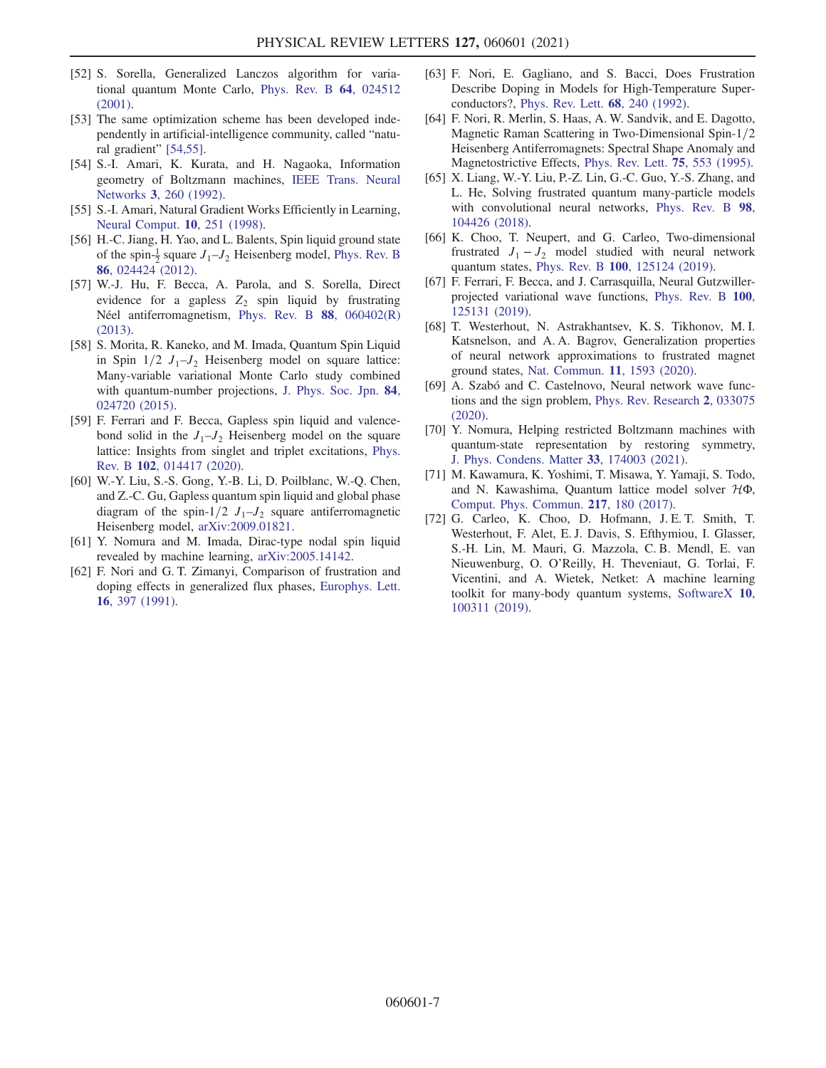[52] S. Sorella, Generalized Lanczos algorithm for variational quantum Monte Carlo, Phys. Rev. B **64**, 024512 (2001).

[53] The same optimization scheme has been developed independently in artificial-intelligence community, called "natural gradient" [54,55].

[54] S.-I. Amari, K. Kurata, and H. Nagaoka, Information geometry of Boltzmann machines, IEEE Trans. Neural Networks **3**, 260 (1992).

[55] S.-I. Amari, Natural Gradient Works Efficiently in Learning, Neural Comput. **10**, 251 (1998).

[56] H.-C. Jiang, H. Yao, and L. Balents, Spin liquid ground state of the spin-$\frac{1}{2}$ square $J_1$–$J_2$ Heisenberg model, Phys. Rev. B **86**, 024424 (2012).

[57] W.-J. Hu, F. Becca, A. Parola, and S. Sorella, Direct evidence for a gapless $Z_2$ spin liquid by frustrating Néel antiferromagnetism, Phys. Rev. B **88**, 060402(R) (2013).

[58] S. Morita, R. Kaneko, and M. Imada, Quantum Spin Liquid in Spin $1/2$ $J_1$–$J_2$ Heisenberg model on square lattice: Many-variable variational Monte Carlo study combined with quantum-number projections, J. Phys. Soc. Jpn. **84**, 024720 (2015).

[59] F. Ferrari and F. Becca, Gapless spin liquid and valence-bond solid in the $J_1$–$J_2$ Heisenberg model on the square lattice: Insights from singlet and triplet excitations, Phys. Rev. B **102**, 014417 (2020).

[60] W.-Y. Liu, S.-S. Gong, Y.-B. Li, D. Poilblanc, W.-Q. Chen, and Z.-C. Gu, Gapless quantum spin liquid and global phase diagram of the spin-$1/2$ $J_1$–$J_2$ square antiferromagnetic Heisenberg model, arXiv:2009.01821.

[61] Y. Nomura and M. Imada, Dirac-type nodal spin liquid revealed by machine learning, arXiv:2005.14142.

[62] F. Nori and G. T. Zimanyi, Comparison of frustration and doping effects in generalized flux phases, Europhys. Lett. **16**, 397 (1991).

[63] F. Nori, E. Gagliano, and S. Bacci, Does Frustration Describe Doping in Models for High-Temperature Superconductors?, Phys. Rev. Lett. **68**, 240 (1992).

[64] F. Nori, R. Merlin, S. Haas, A. W. Sandvik, and E. Dagotto, Magnetic Raman Scattering in Two-Dimensional Spin-$1/2$ Heisenberg Antiferromagnets: Spectral Shape Anomaly and Magnetostrictive Effects, Phys. Rev. Lett. **75**, 553 (1995).

[65] X. Liang, W.-Y. Liu, P.-Z. Lin, G.-C. Guo, Y.-S. Zhang, and L. He, Solving frustrated quantum many-particle models with convolutional neural networks, Phys. Rev. B **98**, 104426 (2018).

[66] K. Choo, T. Neupert, and G. Carleo, Two-dimensional frustrated $J_1 - J_2$ model studied with neural network quantum states, Phys. Rev. B **100**, 125124 (2019).

[67] F. Ferrari, F. Becca, and J. Carrasquilla, Neural Gutzwiller-projected variational wave functions, Phys. Rev. B **100**, 125131 (2019).

[68] T. Westerhout, N. Astrakhantsev, K. S. Tikhonov, M. I. Katsnelson, and A. A. Bagrov, Generalization properties of neural network approximations to frustrated magnet ground states, Nat. Commun. **11**, 1593 (2020).

[69] A. Szabó and C. Castelnovo, Neural network wave functions and the sign problem, Phys. Rev. Research **2**, 033075 (2020).

[70] Y. Nomura, Helping restricted Boltzmann machines with quantum-state representation by restoring symmetry, J. Phys. Condens. Matter **33**, 174003 (2021).

[71] M. Kawamura, K. Yoshimi, T. Misawa, Y. Yamaji, S. Todo, and N. Kawashima, Quantum lattice model solver $\mathcal{H}\Phi$, Comput. Phys. Commun. **217**, 180 (2017).

[72] G. Carleo, K. Choo, D. Hofmann, J. E. T. Smith, T. Westerhout, F. Alet, E. J. Davis, S. Efthymiou, I. Glasser, S.-H. Lin, M. Mauri, G. Mazzola, C. B. Mendl, E. van Nieuwenburg, O. O'Reilly, H. Theveniaut, G. Torlai, F. Vicentini, and A. Wietek, Netket: A machine learning toolkit for many-body quantum systems, SoftwareX **10**, 100311 (2019).